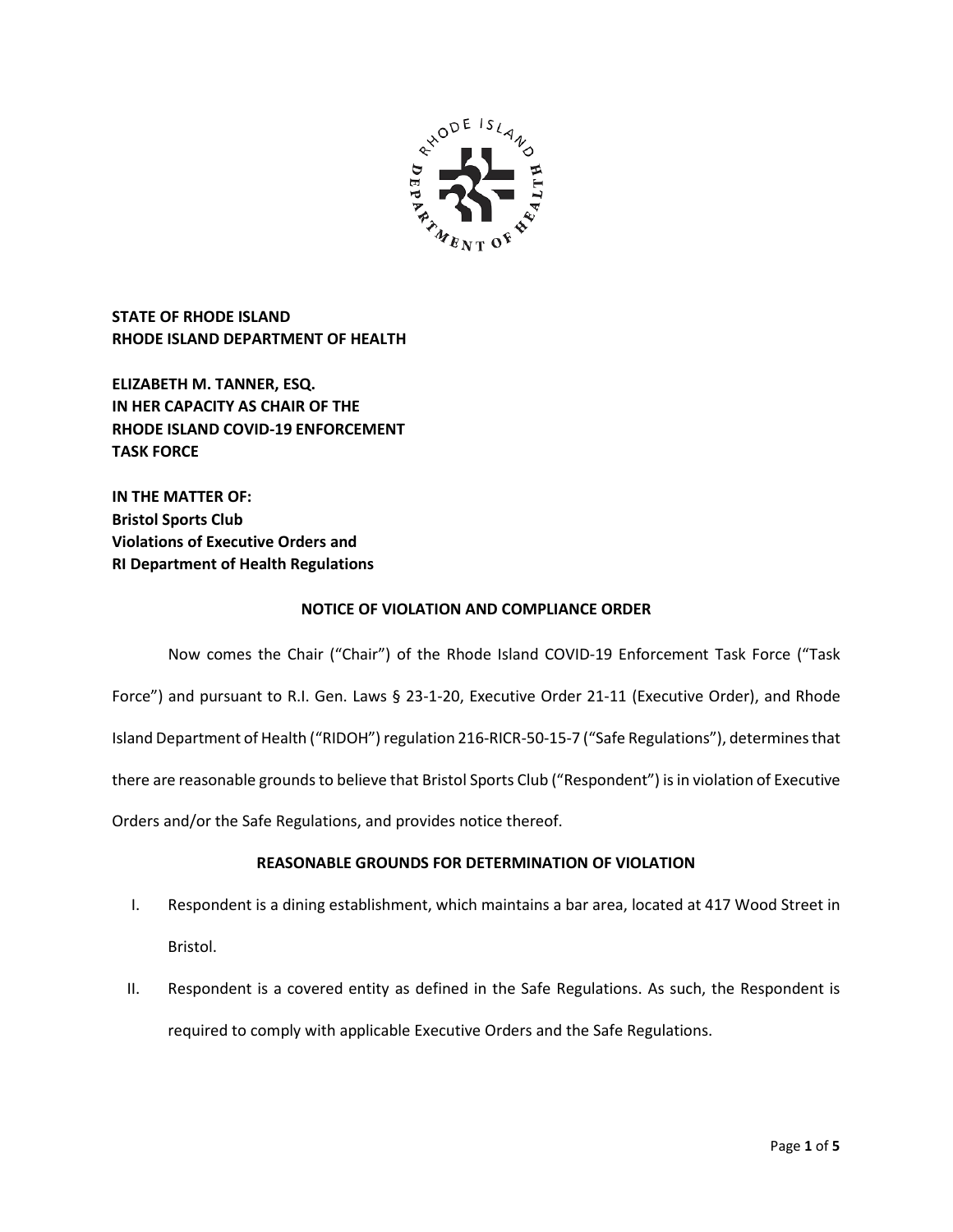**STATE OF RHODE ISLAND**
**RHODE ISLAND DEPARTMENT OF HEALTH**

**ELIZABETH M. TANNER, ESQ.**
**IN HER CAPACITY AS CHAIR OF THE**
**RHODE ISLAND COVID-19 ENFORCEMENT**
**TASK FORCE**

**IN THE MATTER OF:**
**Bristol Sports Club**
**Violations of Executive Orders and**
**RI Department of Health Regulations**

## NOTICE OF VIOLATION AND COMPLIANCE ORDER

Now comes the Chair ("Chair") of the Rhode Island COVID-19 Enforcement Task Force ("Task Force") and pursuant to R.I. Gen. Laws § 23-1-20, Executive Order 21-11 (Executive Order), and Rhode Island Department of Health ("RIDOH") regulation 216-RICR-50-15-7 ("Safe Regulations"), determines that there are reasonable grounds to believe that Bristol Sports Club ("Respondent") is in violation of Executive Orders and/or the Safe Regulations, and provides notice thereof.

## REASONABLE GROUNDS FOR DETERMINATION OF VIOLATION

I. Respondent is a dining establishment, which maintains a bar area, located at 417 Wood Street in Bristol.

II. Respondent is a covered entity as defined in the Safe Regulations. As such, the Respondent is required to comply with applicable Executive Orders and the Safe Regulations.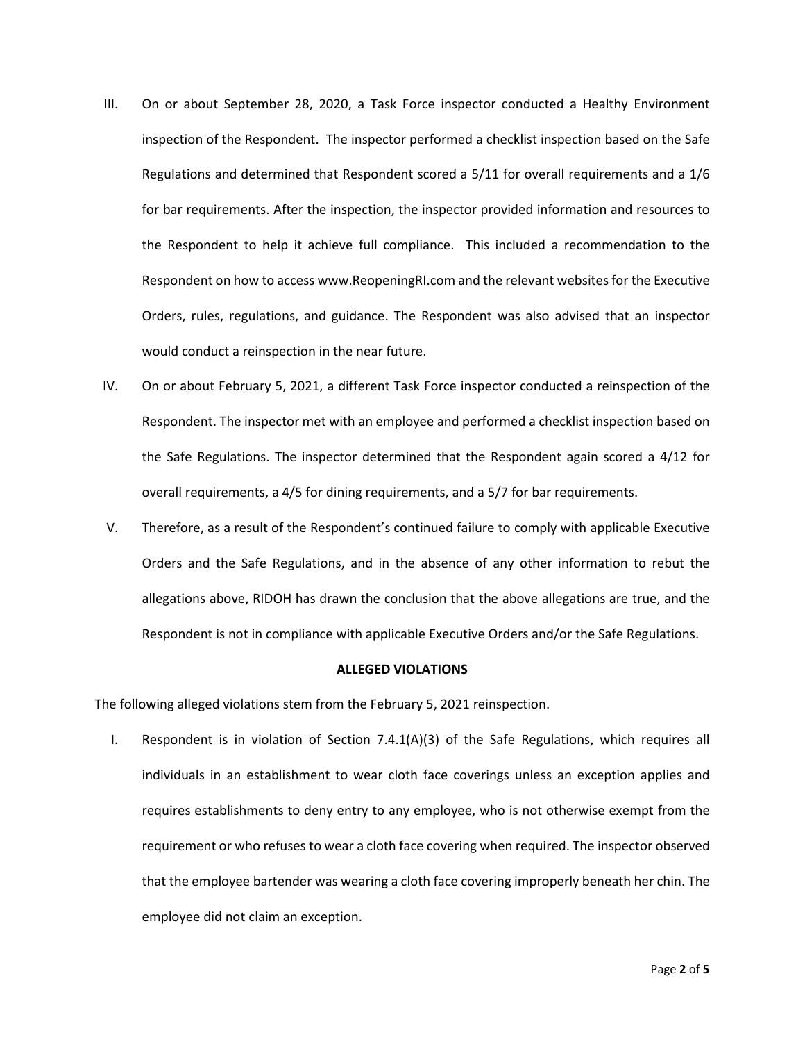III. On or about September 28, 2020, a Task Force inspector conducted a Healthy Environment inspection of the Respondent. The inspector performed a checklist inspection based on the Safe Regulations and determined that Respondent scored a 5/11 for overall requirements and a 1/6 for bar requirements. After the inspection, the inspector provided information and resources to the Respondent to help it achieve full compliance. This included a recommendation to the Respondent on how to access www.ReopeningRI.com and the relevant websites for the Executive Orders, rules, regulations, and guidance. The Respondent was also advised that an inspector would conduct a reinspection in the near future.

IV. On or about February 5, 2021, a different Task Force inspector conducted a reinspection of the Respondent. The inspector met with an employee and performed a checklist inspection based on the Safe Regulations. The inspector determined that the Respondent again scored a 4/12 for overall requirements, a 4/5 for dining requirements, and a 5/7 for bar requirements.

V. Therefore, as a result of the Respondent's continued failure to comply with applicable Executive Orders and the Safe Regulations, and in the absence of any other information to rebut the allegations above, RIDOH has drawn the conclusion that the above allegations are true, and the Respondent is not in compliance with applicable Executive Orders and/or the Safe Regulations.

**ALLEGED VIOLATIONS**

The following alleged violations stem from the February 5, 2021 reinspection.

I. Respondent is in violation of Section 7.4.1(A)(3) of the Safe Regulations, which requires all individuals in an establishment to wear cloth face coverings unless an exception applies and requires establishments to deny entry to any employee, who is not otherwise exempt from the requirement or who refuses to wear a cloth face covering when required. The inspector observed that the employee bartender was wearing a cloth face covering improperly beneath her chin. The employee did not claim an exception.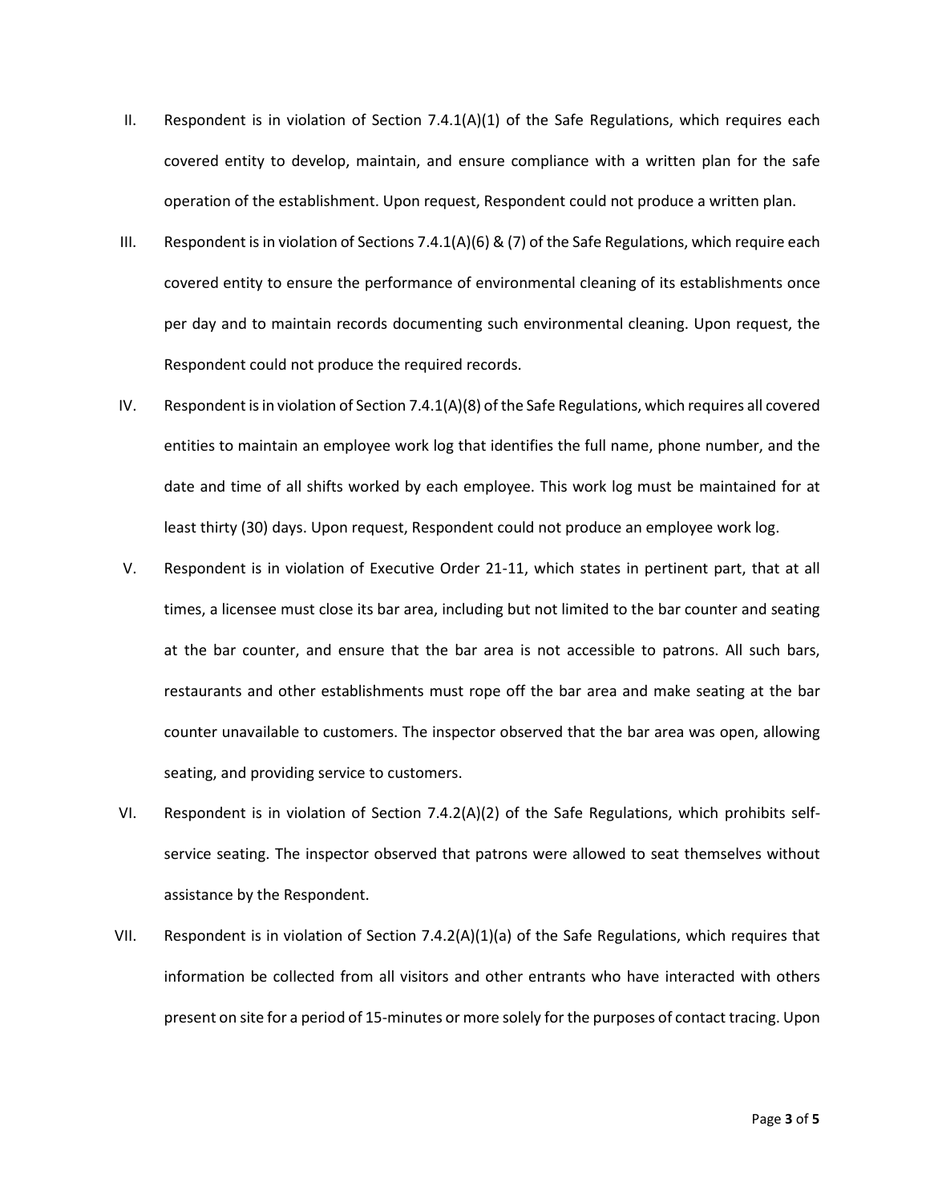II. Respondent is in violation of Section 7.4.1(A)(1) of the Safe Regulations, which requires each covered entity to develop, maintain, and ensure compliance with a written plan for the safe operation of the establishment. Upon request, Respondent could not produce a written plan.

III. Respondent is in violation of Sections 7.4.1(A)(6) & (7) of the Safe Regulations, which require each covered entity to ensure the performance of environmental cleaning of its establishments once per day and to maintain records documenting such environmental cleaning. Upon request, the Respondent could not produce the required records.

IV. Respondent is in violation of Section 7.4.1(A)(8) of the Safe Regulations, which requires all covered entities to maintain an employee work log that identifies the full name, phone number, and the date and time of all shifts worked by each employee. This work log must be maintained for at least thirty (30) days. Upon request, Respondent could not produce an employee work log.

V. Respondent is in violation of Executive Order 21-11, which states in pertinent part, that at all times, a licensee must close its bar area, including but not limited to the bar counter and seating at the bar counter, and ensure that the bar area is not accessible to patrons. All such bars, restaurants and other establishments must rope off the bar area and make seating at the bar counter unavailable to customers. The inspector observed that the bar area was open, allowing seating, and providing service to customers.

VI. Respondent is in violation of Section 7.4.2(A)(2) of the Safe Regulations, which prohibits self-service seating. The inspector observed that patrons were allowed to seat themselves without assistance by the Respondent.

VII. Respondent is in violation of Section 7.4.2(A)(1)(a) of the Safe Regulations, which requires that information be collected from all visitors and other entrants who have interacted with others present on site for a period of 15-minutes or more solely for the purposes of contact tracing. Upon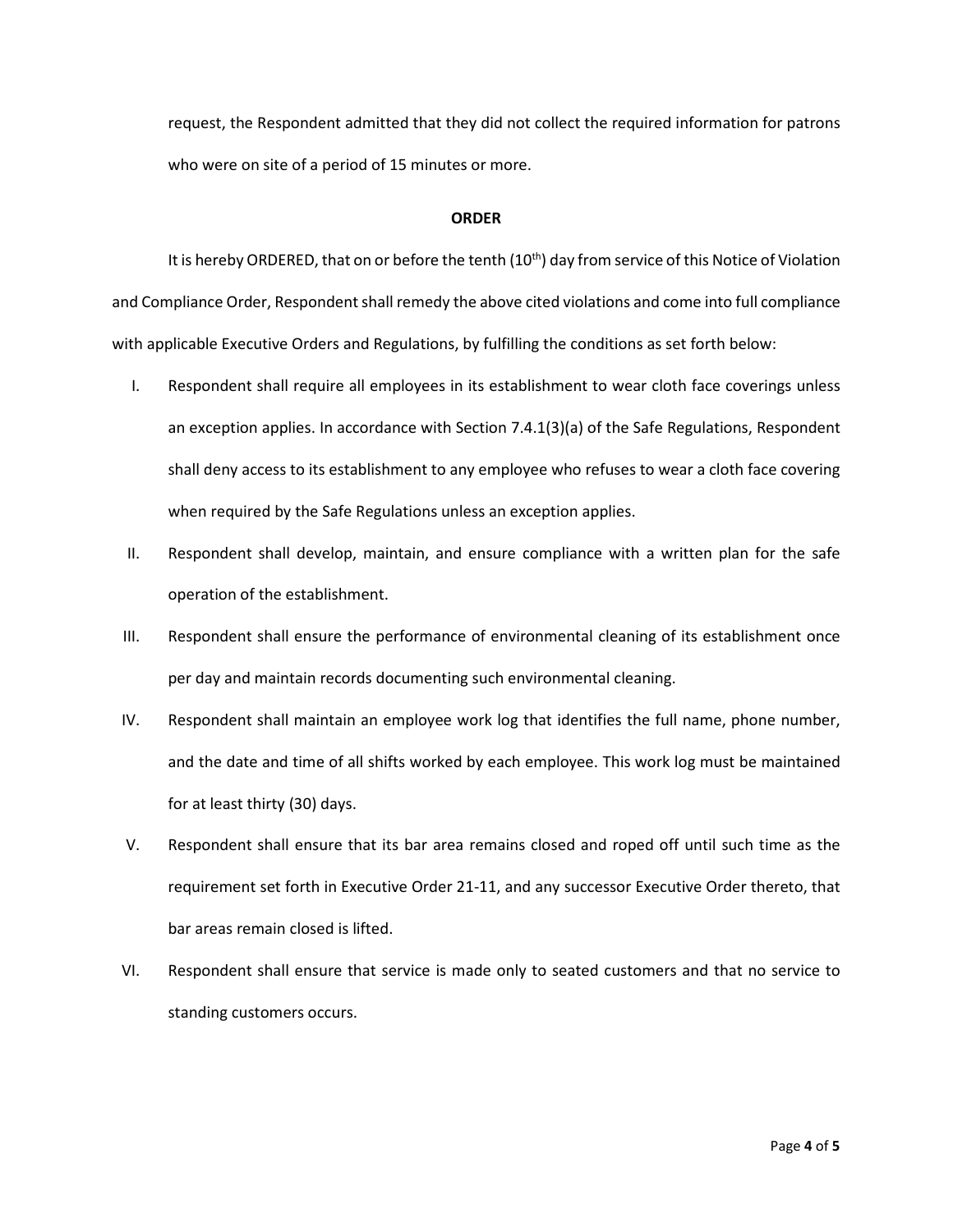request, the Respondent admitted that they did not collect the required information for patrons who were on site of a period of 15 minutes or more.

**ORDER**

It is hereby ORDERED, that on or before the tenth (10th) day from service of this Notice of Violation and Compliance Order, Respondent shall remedy the above cited violations and come into full compliance with applicable Executive Orders and Regulations, by fulfilling the conditions as set forth below:

I. Respondent shall require all employees in its establishment to wear cloth face coverings unless an exception applies. In accordance with Section 7.4.1(3)(a) of the Safe Regulations, Respondent shall deny access to its establishment to any employee who refuses to wear a cloth face covering when required by the Safe Regulations unless an exception applies.

II. Respondent shall develop, maintain, and ensure compliance with a written plan for the safe operation of the establishment.

III. Respondent shall ensure the performance of environmental cleaning of its establishment once per day and maintain records documenting such environmental cleaning.

IV. Respondent shall maintain an employee work log that identifies the full name, phone number, and the date and time of all shifts worked by each employee. This work log must be maintained for at least thirty (30) days.

V. Respondent shall ensure that its bar area remains closed and roped off until such time as the requirement set forth in Executive Order 21-11, and any successor Executive Order thereto, that bar areas remain closed is lifted.

VI. Respondent shall ensure that service is made only to seated customers and that no service to standing customers occurs.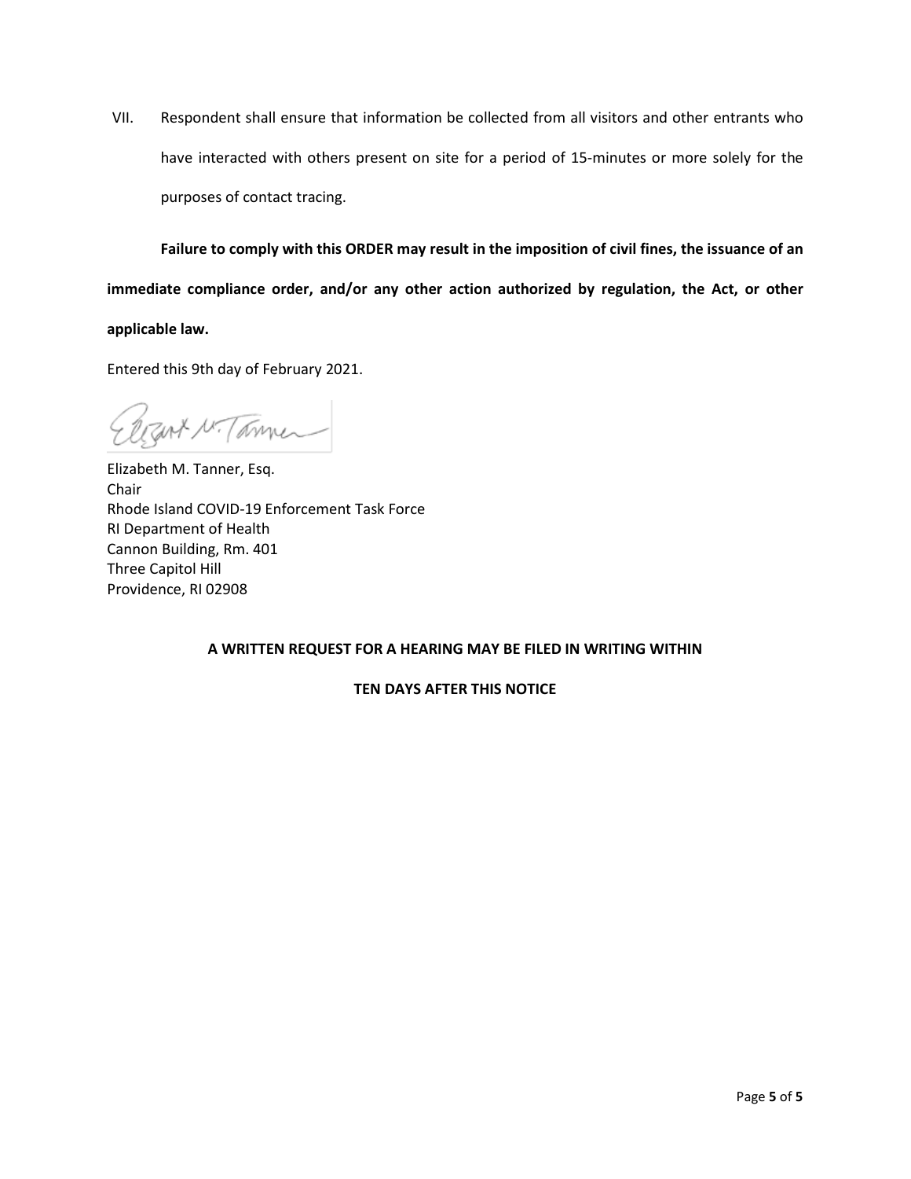VII. Respondent shall ensure that information be collected from all visitors and other entrants who have interacted with others present on site for a period of 15-minutes or more solely for the purposes of contact tracing.

**Failure to comply with this ORDER may result in the imposition of civil fines, the issuance of an immediate compliance order, and/or any other action authorized by regulation, the Act, or other applicable law.**

Entered this 9th day of February 2021.

Elizabeth M. Tanner, Esq.
Chair
Rhode Island COVID-19 Enforcement Task Force
RI Department of Health
Cannon Building, Rm. 401
Three Capitol Hill
Providence, RI 02908

**A WRITTEN REQUEST FOR A HEARING MAY BE FILED IN WRITING WITHIN**

**TEN DAYS AFTER THIS NOTICE**